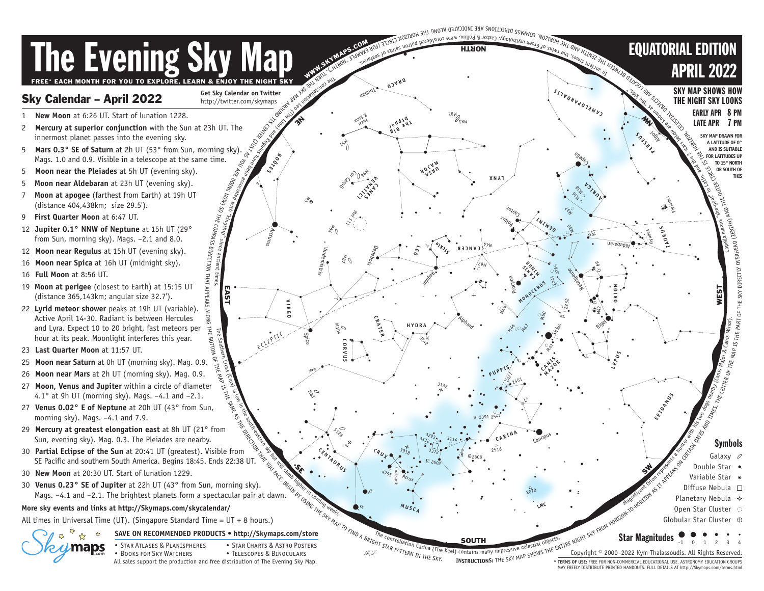# The Evening Sky Map

FREE* EACH MONTH FOR YOU TO EXPLORE, LEARN & ENJOY THE NIGHT SKY

## EQUATORIAL EDITION APRIL 2022

SKY MAP SHOWS HOW THE NIGHT SKY LOOKS

EARLY APR 8 PM
LATE APR 7 PM

SKY MAP DRAWN FOR A LATITUDE OF 0° AND IS SUITABLE FOR LATITUDES UP TO 15° NORTH OR SOUTH OF THIS

## Sky Calendar – April 2022

Get Sky Calendar on Twitter
http://twitter.com/skymaps

- 1 **New Moon** at 6:26 UT. Start of lunation 1228.
- 2 **Mercury at superior conjunction** with the Sun at 23h UT. The innermost planet passes into the evening sky.
- 5 **Mars 0.3° SE of Saturn** at 2h UT (53° from Sun, morning sky). Mags. 1.0 and 0.9. Visible in a telescope at the same time.
- 5 **Moon near the Pleiades** at 5h UT (evening sky).
- 5 **Moon near Aldebaran** at 23h UT (evening sky).
- 7 **Moon at apogee** (farthest from Earth) at 19h UT (distance 404,438km; size 29.5').
- 9 **First Quarter Moon** at 6:47 UT.
- 12 **Jupiter 0.1° NNW of Neptune** at 15h UT (29° from Sun, morning sky). Mags. –2.1 and 8.0.
- 12 **Moon near Regulus** at 15h UT (evening sky).
- 16 **Moon near Spica** at 16h UT (midnight sky).
- 16 **Full Moon** at 8:56 UT.
- 19 **Moon at perigee** (closest to Earth) at 15:15 UT (distance 365,143km; angular size 32.7').
- 22 **Lyrid meteor shower** peaks at 19h UT (variable). Active April 14-30. Radiant is between Hercules and Lyra. Expect 10 to 20 bright, fast meteors per hour at its peak. Moonlight interferes this year.
- 23 **Last Quarter Moon** at 11:57 UT.
- 25 **Moon near Saturn** at 0h UT (morning sky). Mag. 0.9.
- 26 **Moon near Mars** at 2h UT (morning sky). Mag. 0.9.
- 27 **Moon, Venus and Jupiter** within a circle of diameter 4.1° at 9h UT (morning sky). Mags. –4.1 and –2.1.
- 27 **Venus 0.02° E of Neptune** at 20h UT (43° from Sun, morning sky). Mags. –4.1 and 7.9.
- 29 **Mercury at greatest elongation east** at 8h UT (21° from Sun, evening sky). Mag. 0.3. The Pleiades are nearby.
- 30 **Partial Eclipse of the Sun** at 20:41 UT (greatest). Visible from SE Pacific and southern South America. Begins 18:45. Ends 22:38 UT.
- 30 **New Moon** at 20:30 UT. Start of lunation 1229.
- 30 **Venus 0.23° SE of Jupiter** at 22h UT (43° from Sun, morning sky). Mags. –4.1 and –2.1. The brightest planets form a spectacular pair at dawn.

**More sky events and links at http://Skymaps.com/skycalendar/**

All times in Universal Time (UT). (Singapore Standard Time = UT + 8 hours.)

**SAVE ON RECOMMENDED PRODUCTS • http://Skymaps.com/store**

- Star Atlases & Planispheres
- Books for Sky Watchers
- Star Charts & Astro Posters
- Telescopes & Binoculars

All sales support the production and free distribution of The Evening Sky Map.

WWW.SKYMAPS.COM

The constellation Leo (The Lion) and Regulus have been associated with "kingship" since ancient times.

In ancient times, the twins of Greek mythology, Castor & Pollux, were considered patron saints of seafarers.

Capella means "she-goat" in Latin, and the 3 stars below are known as "the kids".

Magnificent Orion represents a hunter with his two dogs nearby (Canis Major & Canis Minor).

The Southern Cross (Crux) is low in the south-eastern sky but will climb higher in coming weeks.

The constellation Carina (The Keel) contains many impressive celestial objects.

**INSTRUCTIONS:** THE SKY MAP SHOWS THE ENTIRE NIGHT SKY FROM HORIZON-TO-HORIZON AS IT APPEARS ON CERTAIN DATES AND TIMES. THE CENTER OF THE MAP IS THE PART OF THE SKY DIRECTLY OVERHEAD (ZENITH) AND THE OUTER CIRCLE IS THE HORIZON. CELESTIAL OBJECTS ARE LOCATED BETWEEN THE ZENITH AND THE HORIZON. COMPASS DIRECTIONS ARE INDICATED ALONG THE HORIZON CIRCLE (FOR EXAMPLE "NORTH"). TURN THE SKY MAP AROUND ITS CENTER (JUST AS YOU ARE DOING NOW) SO THE COMPASS DIRECTION THAT APPEARS ALONG THE BOTTOM OF THE MAP IS THE SAME AS THE DIRECTION THAT YOU FACE. BEGIN BY USING THE SKY MAP TO FIND A BRIGHT STAR PATTERN IN THE SKY.

### Symbols

- Galaxy
- Double Star
- Variable Star
- Diffuse Nebula
- Planetary Nebula
- Open Star Cluster
- Globular Star Cluster

**Star Magnitudes** -1 0 1 2 3 4

Copyright © 2000–2022 Kym Thalassoudis. All Rights Reserved.

* **TERMS OF USE:** FREE FOR NON-COMMERCIAL EDUCATIONAL USE. ASTRONOMY EDUCATION GROUPS MAY FREELY DISTRIBUTE PRINTED HANDOUTS. FULL DETAILS AT http://Skymaps.com/terms.html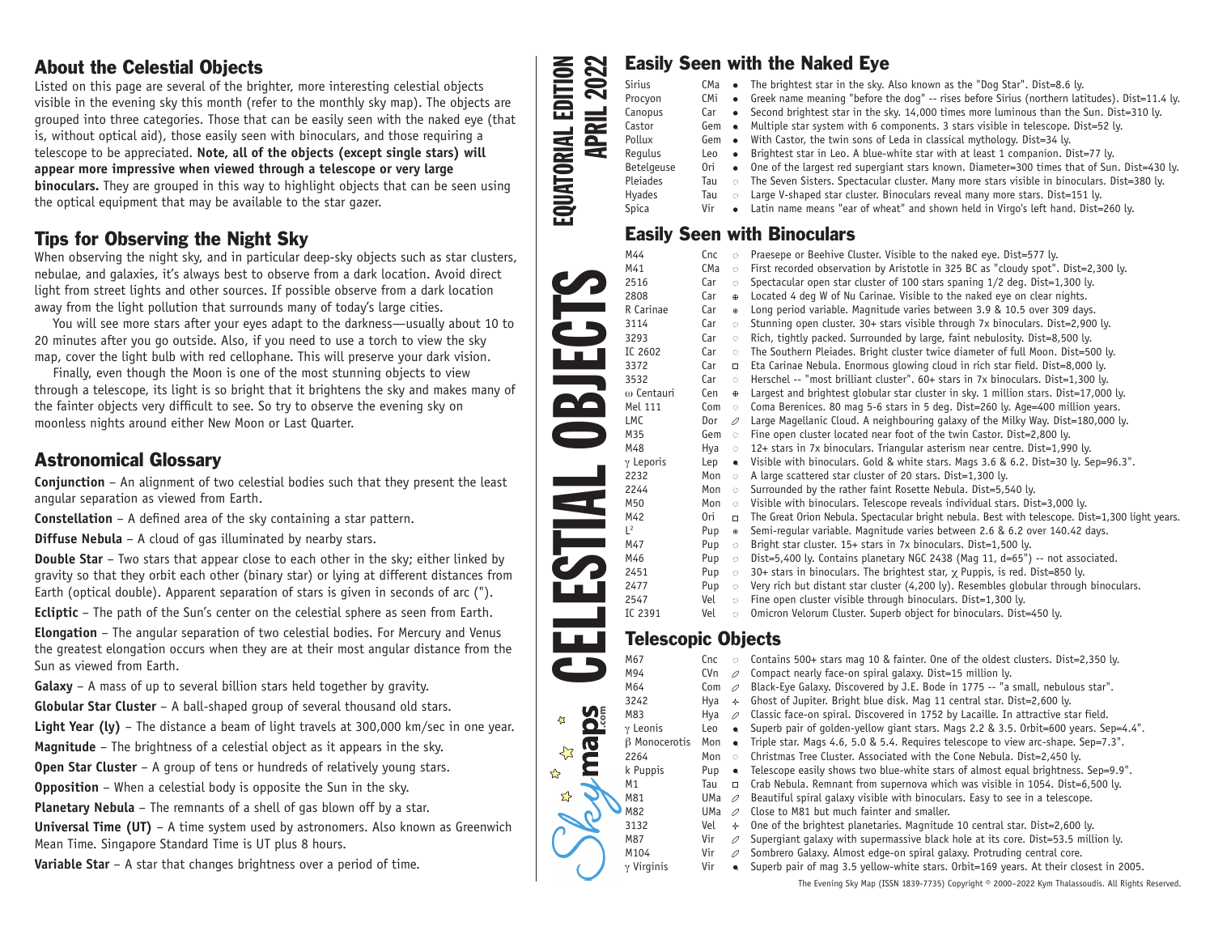## About the Celestial Objects

Listed on this page are several of the brighter, more interesting celestial objects visible in the evening sky this month (refer to the monthly sky map). The objects are grouped into three categories. Those that can be easily seen with the naked eye (that is, without optical aid), those easily seen with binoculars, and those requiring a telescope to be appreciated. **Note, all of the objects (except single stars) will appear more impressive when viewed through a telescope or very large binoculars.** They are grouped in this way to highlight objects that can be seen using the optical equipment that may be available to the star gazer.

## Tips for Observing the Night Sky

When observing the night sky, and in particular deep-sky objects such as star clusters, nebulae, and galaxies, it's always best to observe from a dark location. Avoid direct light from street lights and other sources. If possible observe from a dark location away from the light pollution that surrounds many of today's large cities.

You will see more stars after your eyes adapt to the darkness—usually about 10 to 20 minutes after you go outside. Also, if you need to use a torch to view the sky map, cover the light bulb with red cellophane. This will preserve your dark vision.

Finally, even though the Moon is one of the most stunning objects to view through a telescope, its light is so bright that it brightens the sky and makes many of the fainter objects very difficult to see. So try to observe the evening sky on moonless nights around either New Moon or Last Quarter.

## Astronomical Glossary

**Conjunction** – An alignment of two celestial bodies such that they present the least angular separation as viewed from Earth.

**Constellation** – A defined area of the sky containing a star pattern.

**Diffuse Nebula** – A cloud of gas illuminated by nearby stars.

**Double Star** – Two stars that appear close to each other in the sky; either linked by gravity so that they orbit each other (binary star) or lying at different distances from Earth (optical double). Apparent separation of stars is given in seconds of arc (").

**Ecliptic** – The path of the Sun's center on the celestial sphere as seen from Earth.

**Elongation** – The angular separation of two celestial bodies. For Mercury and Venus the greatest elongation occurs when they are at their most angular distance from the Sun as viewed from Earth.

**Galaxy** – A mass of up to several billion stars held together by gravity.

**Globular Star Cluster** – A ball-shaped group of several thousand old stars.

**Light Year (ly)** – The distance a beam of light travels at 300,000 km/sec in one year.

**Magnitude** – The brightness of a celestial object as it appears in the sky.

**Open Star Cluster** – A group of tens or hundreds of relatively young stars.

**Opposition** – When a celestial body is opposite the Sun in the sky.

**Planetary Nebula** – The remnants of a shell of gas blown off by a star.

**Universal Time (UT)** – A time system used by astronomers. Also known as Greenwich Mean Time. Singapore Standard Time is UT plus 8 hours.

**Variable Star** – A star that changes brightness over a period of time.

# CELESTIAL OBJECTS

**EQUATORIAL EDITION APRIL 2022**

## Easily Seen with the Naked Eye

| | | |
|---|---|---|
| Sirius | CMa | The brightest star in the sky. Also known as the "Dog Star". Dist=8.6 ly. |
| Procyon | CMi | Greek name meaning "before the dog" -- rises before Sirius (northern latitudes). Dist=11.4 ly. |
| Canopus | Car | Second brightest star in the sky. 14,000 times more luminous than the Sun. Dist=310 ly. |
| Castor | Gem | Multiple star system with 6 components. 3 stars visible in telescope. Dist=52 ly. |
| Pollux | Gem | With Castor, the twin sons of Leda in classical mythology. Dist=34 ly. |
| Regulus | Leo | Brightest star in Leo. A blue-white star with at least 1 companion. Dist=77 ly. |
| Betelgeuse | Ori | One of the largest red supergiant stars known. Diameter=300 times that of Sun. Dist=430 ly. |
| Pleiades | Tau | The Seven Sisters. Spectacular cluster. Many more stars visible in binoculars. Dist=380 ly. |
| Hyades | Tau | Large V-shaped star cluster. Binoculars reveal many more stars. Dist=151 ly. |
| Spica | Vir | Latin name means "ear of wheat" and shown held in Virgo's left hand. Dist=260 ly. |

## Easily Seen with Binoculars

| | | |
|---|---|---|
| M44 | Cnc | Praesepe or Beehive Cluster. Visible to the naked eye. Dist=577 ly. |
| M41 | CMa | First recorded observation by Aristotle in 325 BC as "cloudy spot". Dist=2,300 ly. |
| 2516 | Car | Spectacular open star cluster of 100 stars spaning 1/2 deg. Dist=1,300 ly. |
| 2808 | Car | Located 4 deg W of Nu Carinae. Visible to the naked eye on clear nights. |
| R Carinae | Car | Long period variable. Magnitude varies between 3.9 & 10.5 over 309 days. |
| 3114 | Car | Stunning open cluster. 30+ stars visible through 7x binoculars. Dist=2,900 ly. |
| 3293 | Car | Rich, tightly packed. Surrounded by large, faint nebulosity. Dist=8,500 ly. |
| IC 2602 | Car | The Southern Pleiades. Bright cluster twice diameter of full Moon. Dist=500 ly. |
| 3372 | Car | Eta Carinae Nebula. Enormous glowing cloud in rich star field. Dist=8,000 ly. |
| 3532 | Car | Herschel -- "most brilliant cluster". 60+ stars in 7x binoculars. Dist=1,300 ly. |
| ω Centauri | Cen | Largest and brightest globular star cluster in sky. 1 million stars. Dist=17,000 ly. |
| Mel 111 | Com | Coma Berenices. 80 mag 5-6 stars in 5 deg. Dist=260 ly. Age=400 million years. |
| LMC | Dor | Large Magellanic Cloud. A neighbouring galaxy of the Milky Way. Dist=180,000 ly. |
| M35 | Gem | Fine open cluster located near foot of the twin Castor. Dist=2,800 ly. |
| M48 | Hya | 12+ stars in 7x binoculars. Triangular asterism near centre. Dist=1,990 ly. |
| γ Leporis | Lep | Visible with binoculars. Gold & white stars. Mags 3.6 & 6.2. Dist=30 ly. Sep=96.3". |
| 2232 | Mon | A large scattered star cluster of 20 stars. Dist=1,300 ly. |
| 2244 | Mon | Surrounded by the rather faint Rosette Nebula. Dist=5,540 ly. |
| M50 | Mon | Visible with binoculars. Telescope reveals individual stars. Dist=3,000 ly. |
| M42 | Ori | The Great Orion Nebula. Spectacular bright nebula. Best with telescope. Dist=1,300 light years. |
| L[2] | Pup | Semi-regular variable. Magnitude varies between 2.6 & 6.2 over 140.42 days. |
| M47 | Pup | Bright star cluster. 15+ stars in 7x binoculars. Dist=1,500 ly. |
| M46 | Pup | Dist=5,400 ly. Contains planetary NGC 2438 (Mag 11, d=65") -- not associated. |
| 2451 | Pup | 30+ stars in binoculars. The brightest star, χ Puppis, is red. Dist=850 ly. |
| 2477 | Pup | Very rich but distant star cluster (4,200 ly). Resembles globular through binoculars. |
| 2547 | Vel | Fine open cluster visible through binoculars. Dist=1,300 ly. |
| IC 2391 | Vel | Omicron Velorum Cluster. Superb object for binoculars. Dist=450 ly. |

## Telescopic Objects

| | | |
|---|---|---|
| M67 | Cnc | Contains 500+ stars mag 10 & fainter. One of the oldest clusters. Dist=2,350 ly. |
| M94 | CVn | Compact nearly face-on spiral galaxy. Dist=15 million ly. |
| M64 | Com | Black-Eye Galaxy. Discovered by J.E. Bode in 1775 -- "a small, nebulous star". |
| 3242 | Hya | Ghost of Jupiter. Bright blue disk. Mag 11 central star. Dist=2,600 ly. |
| M83 | Hya | Classic face-on spiral. Discovered in 1752 by Lacaille. In attractive star field. |
| γ Leonis | Leo | Superb pair of golden-yellow giant stars. Mags 2.2 & 3.5. Orbit=600 years. Sep=4.4". |
| β Monocerotis | Mon | Triple star. Mags 4.6, 5.0 & 5.4. Requires telescope to view arc-shape. Sep=7.3". |
| 2264 | Mon | Christmas Tree Cluster. Associated with the Cone Nebula. Dist=2,450 ly. |
| k Puppis | Pup | Telescope easily shows two blue-white stars of almost equal brightness. Sep=9.9". |
| M1 | Tau | Crab Nebula. Remnant from supernova which was visible in 1054. Dist=6,500 ly. |
| M81 | UMa | Beautiful spiral galaxy visible with binoculars. Easy to see in a telescope. |
| M82 | UMa | Close to M81 but much fainter and smaller. |
| 3132 | Vel | One of the brightest planetaries. Magnitude 10 central star. Dist=2,600 ly. |
| M87 | Vir | Supergiant galaxy with supermassive black hole at its core. Dist=53.5 million ly. |
| M104 | Vir | Sombrero Galaxy. Almost edge-on spiral galaxy. Protruding central core. |
| γ Virginis | Vir | Superb pair of mag 3.5 yellow-white stars. Orbit=169 years. At their closest in 2005. |

The Evening Sky Map (ISSN 1839-7735) Copyright © 2000–2022 Kym Thalassoudis. All Rights Reserved.